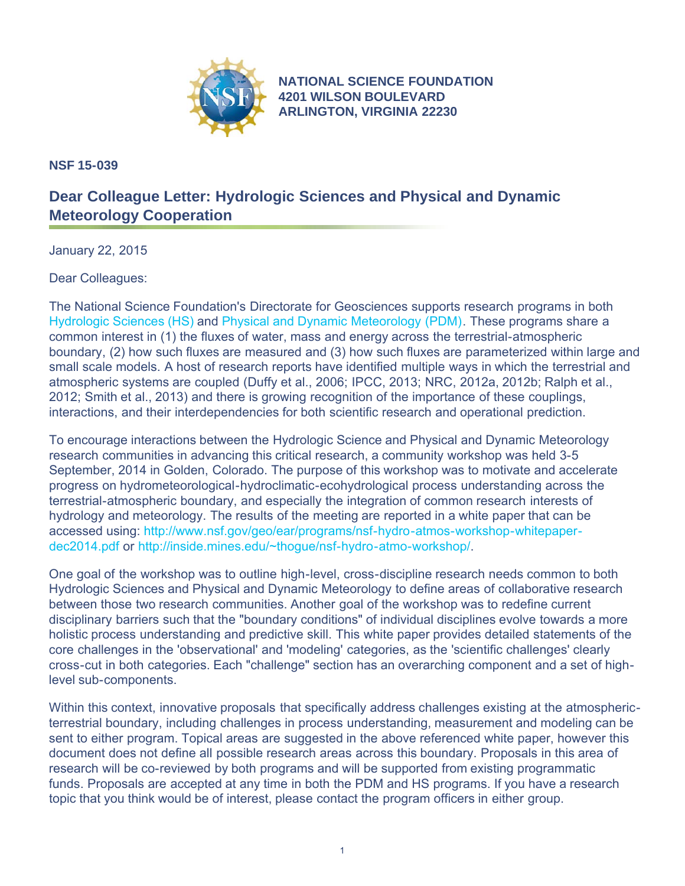**NATIONAL SCIENCE FOUNDATION**
**4201 WILSON BOULEVARD**
**ARLINGTON, VIRGINIA 22230**

**NSF 15-039**

## Dear Colleague Letter: Hydrologic Sciences and Physical and Dynamic Meteorology Cooperation

January 22, 2015

Dear Colleagues:

The National Science Foundation's Directorate for Geosciences supports research programs in both Hydrologic Sciences (HS) and Physical and Dynamic Meteorology (PDM). These programs share a common interest in (1) the fluxes of water, mass and energy across the terrestrial-atmospheric boundary, (2) how such fluxes are measured and (3) how such fluxes are parameterized within large and small scale models. A host of research reports have identified multiple ways in which the terrestrial and atmospheric systems are coupled (Duffy et al., 2006; IPCC, 2013; NRC, 2012a, 2012b; Ralph et al., 2012; Smith et al., 2013) and there is growing recognition of the importance of these couplings, interactions, and their interdependencies for both scientific research and operational prediction.

To encourage interactions between the Hydrologic Science and Physical and Dynamic Meteorology research communities in advancing this critical research, a community workshop was held 3-5 September, 2014 in Golden, Colorado. The purpose of this workshop was to motivate and accelerate progress on hydrometeorological-hydroclimatic-ecohydrological process understanding across the terrestrial-atmospheric boundary, and especially the integration of common research interests of hydrology and meteorology. The results of the meeting are reported in a white paper that can be accessed using: http://www.nsf.gov/geo/ear/programs/nsf-hydro-atmos-workshop-whitepaper-dec2014.pdf or http://inside.mines.edu/~thogue/nsf-hydro-atmo-workshop/.

One goal of the workshop was to outline high-level, cross-discipline research needs common to both Hydrologic Sciences and Physical and Dynamic Meteorology to define areas of collaborative research between those two research communities. Another goal of the workshop was to redefine current disciplinary barriers such that the "boundary conditions" of individual disciplines evolve towards a more holistic process understanding and predictive skill. This white paper provides detailed statements of the core challenges in the 'observational' and 'modeling' categories, as the 'scientific challenges' clearly cross-cut in both categories. Each "challenge" section has an overarching component and a set of high-level sub-components.

Within this context, innovative proposals that specifically address challenges existing at the atmospheric-terrestrial boundary, including challenges in process understanding, measurement and modeling can be sent to either program. Topical areas are suggested in the above referenced white paper, however this document does not define all possible research areas across this boundary. Proposals in this area of research will be co-reviewed by both programs and will be supported from existing programmatic funds. Proposals are accepted at any time in both the PDM and HS programs. If you have a research topic that you think would be of interest, please contact the program officers in either group.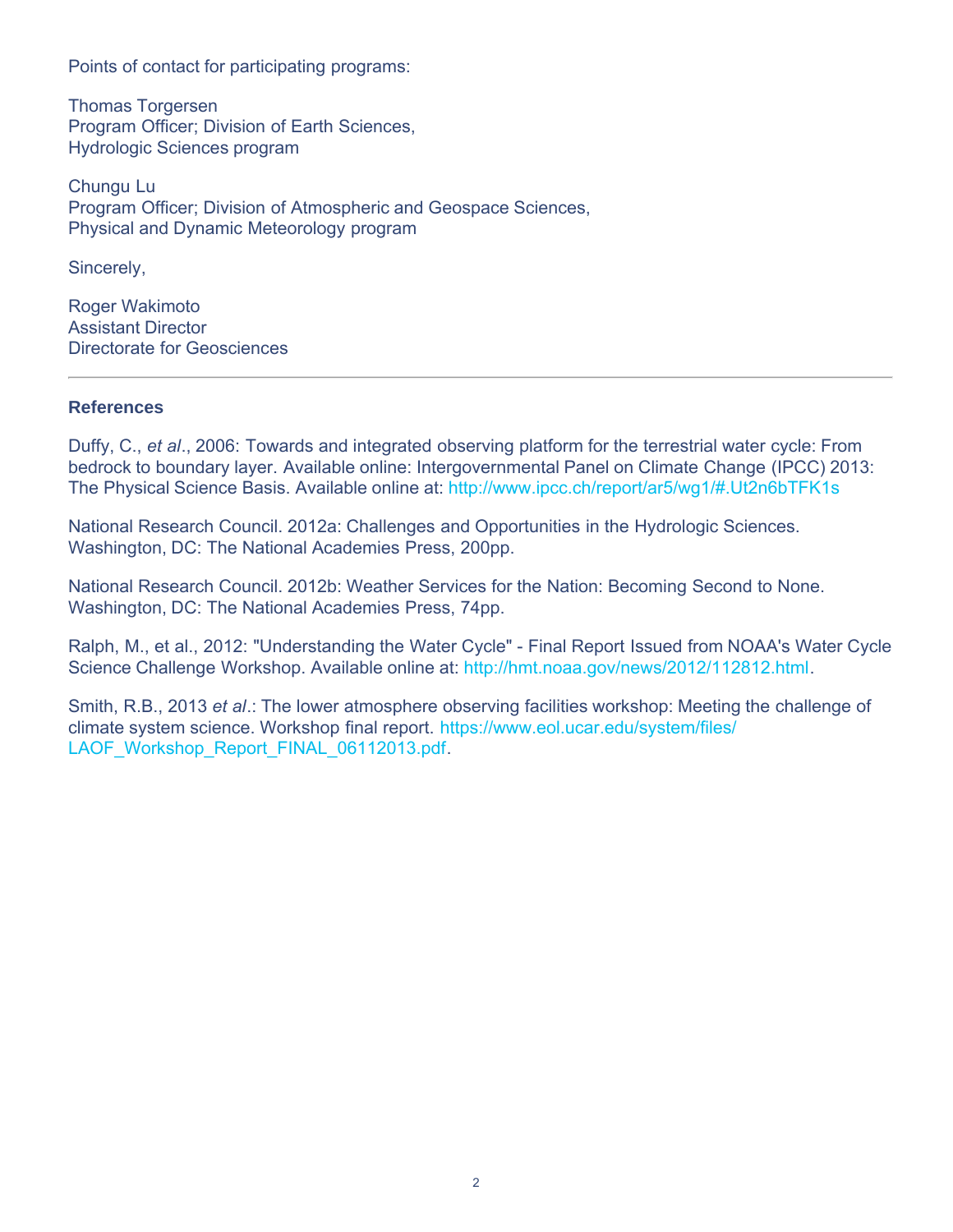Points of contact for participating programs:

Thomas Torgersen
Program Officer; Division of Earth Sciences,
Hydrologic Sciences program

Chungu Lu
Program Officer; Division of Atmospheric and Geospace Sciences,
Physical and Dynamic Meteorology program

Sincerely,

Roger Wakimoto
Assistant Director
Directorate for Geosciences

---

### References

Duffy, C., *et al*., 2006: Towards and integrated observing platform for the terrestrial water cycle: From bedrock to boundary layer. Available online: Intergovernmental Panel on Climate Change (IPCC) 2013: The Physical Science Basis. Available online at: http://www.ipcc.ch/report/ar5/wg1/#.Ut2n6bTFK1s

National Research Council. 2012a: Challenges and Opportunities in the Hydrologic Sciences. Washington, DC: The National Academies Press, 200pp.

National Research Council. 2012b: Weather Services for the Nation: Becoming Second to None. Washington, DC: The National Academies Press, 74pp.

Ralph, M., et al., 2012: "Understanding the Water Cycle" - Final Report Issued from NOAA's Water Cycle Science Challenge Workshop. Available online at: http://hmt.noaa.gov/news/2012/112812.html.

Smith, R.B., 2013 *et al*.: The lower atmosphere observing facilities workshop: Meeting the challenge of climate system science. Workshop final report. https://www.eol.ucar.edu/system/files/LAOF_Workshop_Report_FINAL_06112013.pdf.